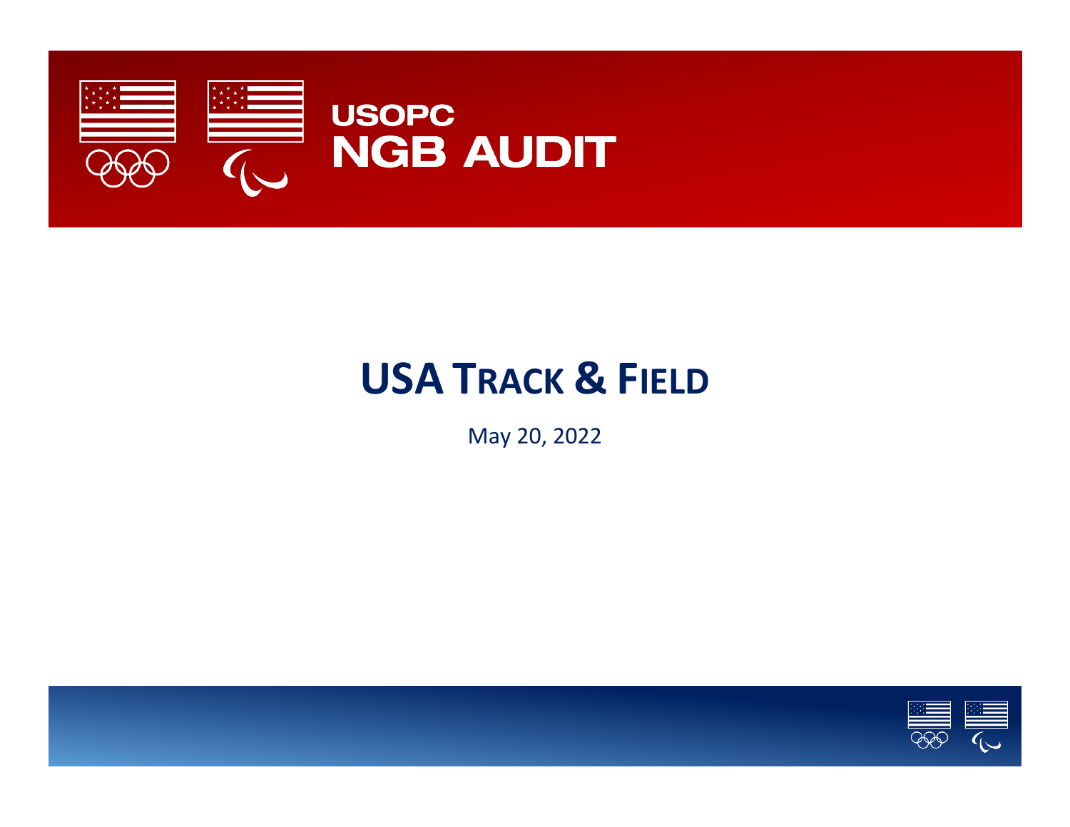# USOPC NGB AUDIT

# USA TRACK & FIELD

May 20, 2022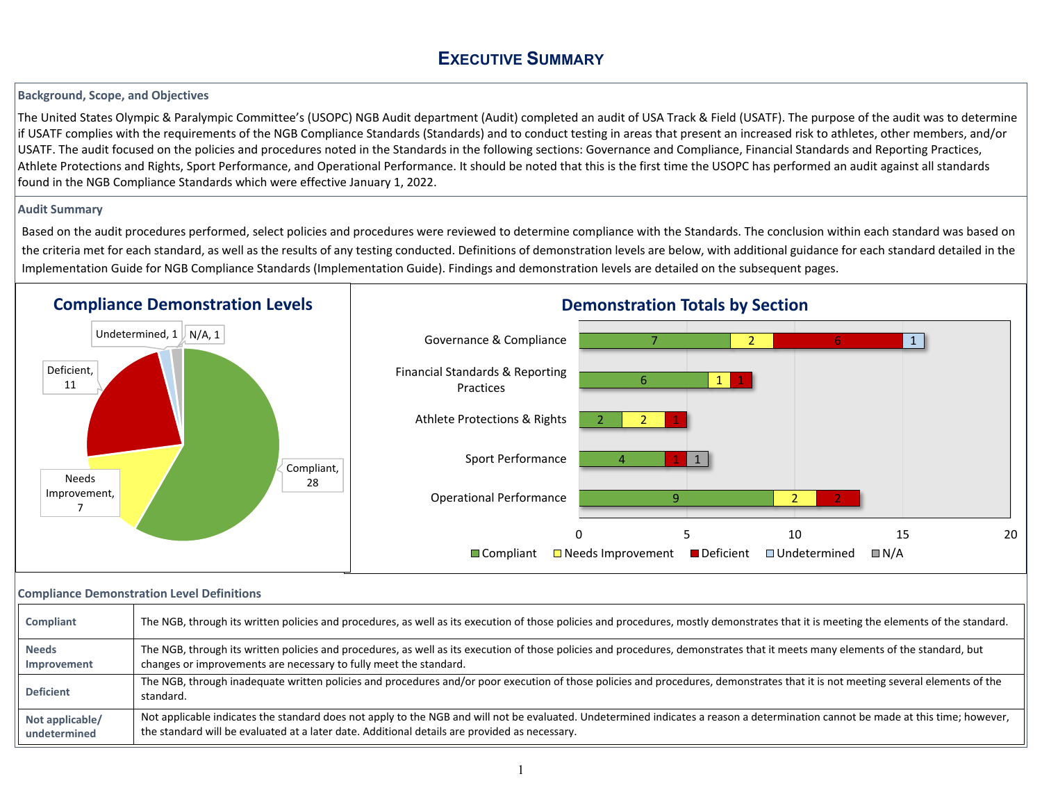# Executive Summary

### Background, Scope, and Objectives

The United States Olympic & Paralympic Committee's (USOPC) NGB Audit department (Audit) completed an audit of USA Track & Field (USATF). The purpose of the audit was to determine if USATF complies with the requirements of the NGB Compliance Standards (Standards) and to conduct testing in areas that present an increased risk to athletes, other members, and/or USATF. The audit focused on the policies and procedures noted in the Standards in the following sections: Governance and Compliance, Financial Standards and Reporting Practices, Athlete Protections and Rights, Sport Performance, and Operational Performance. It should be noted that this is the first time the USOPC has performed an audit against all standards found in the NGB Compliance Standards which were effective January 1, 2022.

### Audit Summary

Based on the audit procedures performed, select policies and procedures were reviewed to determine compliance with the Standards. The conclusion within each standard was based on the criteria met for each standard, as well as the results of any testing conducted. Definitions of demonstration levels are below, with additional guidance for each standard detailed in the Implementation Guide for NGB Compliance Standards (Implementation Guide). Findings and demonstration levels are detailed on the subsequent pages.

**Compliance Demonstration Levels**

| Level | Count |
|---|---|
| Compliant | 28 |
| Needs Improvement | 7 |
| Deficient | 11 |
| Undetermined | 1 |
| N/A | 1 |

**Demonstration Totals by Section**

| Section | Compliant | Needs Improvement | Deficient | Undetermined | N/A |
|---|---|---|---|---|---|
| Governance & Compliance | 7 | 2 | 6 | 1 | |
| Financial Standards & Reporting Practices | 6 | 1 | 1 | | |
| Athlete Protections & Rights | 2 | 2 | 1 | | |
| Sport Performance | 4 | | 1 | | 1 |
| Operational Performance | 9 | 2 | 2 | | |

### Compliance Demonstration Level Definitions

| Level | Definition |
|---|---|
| **Compliant** | The NGB, through its written policies and procedures, as well as its execution of those policies and procedures, mostly demonstrates that it is meeting the elements of the standard. |
| **Needs Improvement** | The NGB, through its written policies and procedures, as well as its execution of those policies and procedures, demonstrates that it meets many elements of the standard, but changes or improvements are necessary to fully meet the standard. |
| **Deficient** | The NGB, through inadequate written policies and procedures and/or poor execution of those policies and procedures, demonstrates that it is not meeting several elements of the standard. |
| **Not applicable/ undetermined** | Not applicable indicates the standard does not apply to the NGB and will not be evaluated. Undetermined indicates a reason a determination cannot be made at this time; however, the standard will be evaluated at a later date. Additional details are provided as necessary. |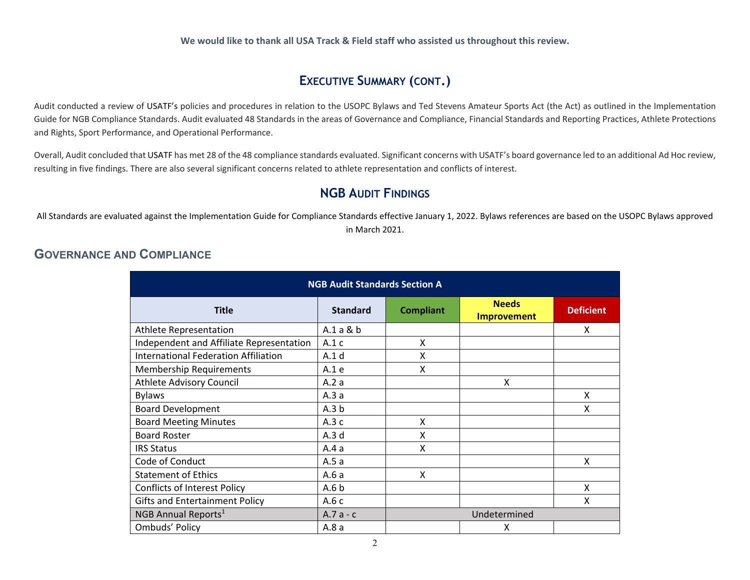**We would like to thank all USA Track & Field staff who assisted us throughout this review.**

## EXECUTIVE SUMMARY (CONT.)

Audit conducted a review of USATF's policies and procedures in relation to the USOPC Bylaws and Ted Stevens Amateur Sports Act (the Act) as outlined in the Implementation Guide for NGB Compliance Standards. Audit evaluated 48 Standards in the areas of Governance and Compliance, Financial Standards and Reporting Practices, Athlete Protections and Rights, Sport Performance, and Operational Performance.

Overall, Audit concluded that USATF has met 28 of the 48 compliance standards evaluated. Significant concerns with USATF's board governance led to an additional Ad Hoc review, resulting in five findings. There are also several significant concerns related to athlete representation and conflicts of interest.

## NGB AUDIT FINDINGS

All Standards are evaluated against the Implementation Guide for Compliance Standards effective January 1, 2022. Bylaws references are based on the USOPC Bylaws approved in March 2021.

## GOVERNANCE AND COMPLIANCE

| NGB Audit Standards Section A | | | | |
|---|---|---|---|---|
| **Title** | **Standard** | **Compliant** | **Needs Improvement** | **Deficient** |
| Athlete Representation | A.1 a & b | | | X |
| Independent and Affiliate Representation | A.1 c | X | | |
| International Federation Affiliation | A.1 d | X | | |
| Membership Requirements | A.1 e | X | | |
| Athlete Advisory Council | A.2 a | | X | |
| Bylaws | A.3 a | | | X |
| Board Development | A.3 b | | | X |
| Board Meeting Minutes | A.3 c | X | | |
| Board Roster | A.3 d | X | | |
| IRS Status | A.4 a | X | | |
| Code of Conduct | A.5 a | | | X |
| Statement of Ethics | A.6 a | X | | |
| Conflicts of Interest Policy | A.6 b | | | X |
| Gifts and Entertainment Policy | A.6 c | | | X |
| NGB Annual Reports[1] | A.7 a - c | Undetermined | | |
| Ombuds' Policy | A.8 a | | X | |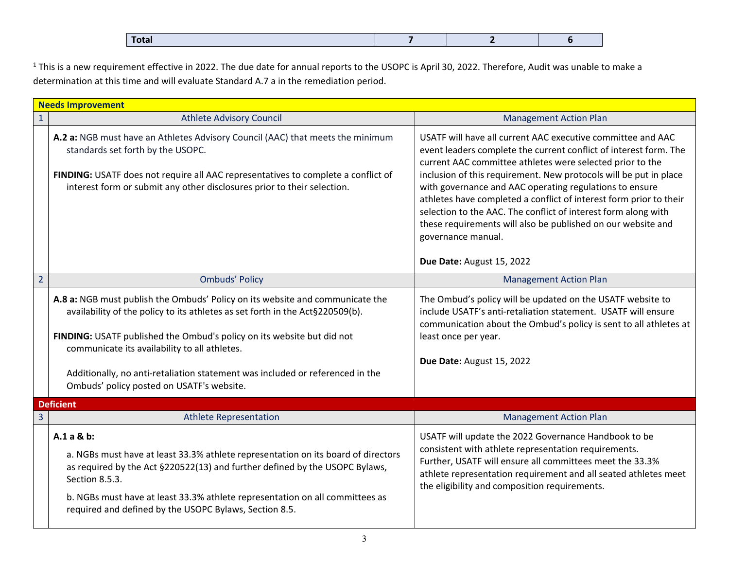| Total | 7 | 2 | 6 |
|---|---|---|---|

[1] This is a new requirement effective in 2022. The due date for annual reports to the USOPC is April 30, 2022. Therefore, Audit was unable to make a determination at this time and will evaluate Standard A.7 a in the remediation period.

| **Needs Improvement** | | |
|---|---|---|
| 1 | Athlete Advisory Council | Management Action Plan |
| | **A.2 a:** NGB must have an Athletes Advisory Council (AAC) that meets the minimum standards set forth by the USOPC.<br><br>**FINDING:** USATF does not require all AAC representatives to complete a conflict of interest form or submit any other disclosures prior to their selection. | USATF will have all current AAC executive committee and AAC event leaders complete the current conflict of interest form. The current AAC committee athletes were selected prior to the inclusion of this requirement. New protocols will be put in place with governance and AAC operating regulations to ensure athletes have completed a conflict of interest form prior to their selection to the AAC. The conflict of interest form along with these requirements will also be published on our website and governance manual.<br><br>**Due Date:** August 15, 2022 |
| 2 | Ombuds' Policy | Management Action Plan |
| | **A.8 a:** NGB must publish the Ombuds' Policy on its website and communicate the availability of the policy to its athletes as set forth in the Act§220509(b).<br><br>**FINDING:** USATF published the Ombud's policy on its website but did not communicate its availability to all athletes.<br><br>Additionally, no anti-retaliation statement was included or referenced in the Ombuds' policy posted on USATF's website. | The Ombud's policy will be updated on the USATF website to include USATF's anti-retaliation statement. USATF will ensure communication about the Ombud's policy is sent to all athletes at least once per year.<br><br>**Due Date:** August 15, 2022 |
| **Deficient** | | |
| 3 | Athlete Representation | Management Action Plan |
| | **A.1 a & b:**<br><br>a. NGBs must have at least 33.3% athlete representation on its board of directors as required by the Act §220522(13) and further defined by the USOPC Bylaws, Section 8.5.3.<br><br>b. NGBs must have at least 33.3% athlete representation on all committees as required and defined by the USOPC Bylaws, Section 8.5. | USATF will update the 2022 Governance Handbook to be consistent with athlete representation requirements. Further, USATF will ensure all committees meet the 33.3% athlete representation requirement and all seated athletes meet the eligibility and composition requirements. |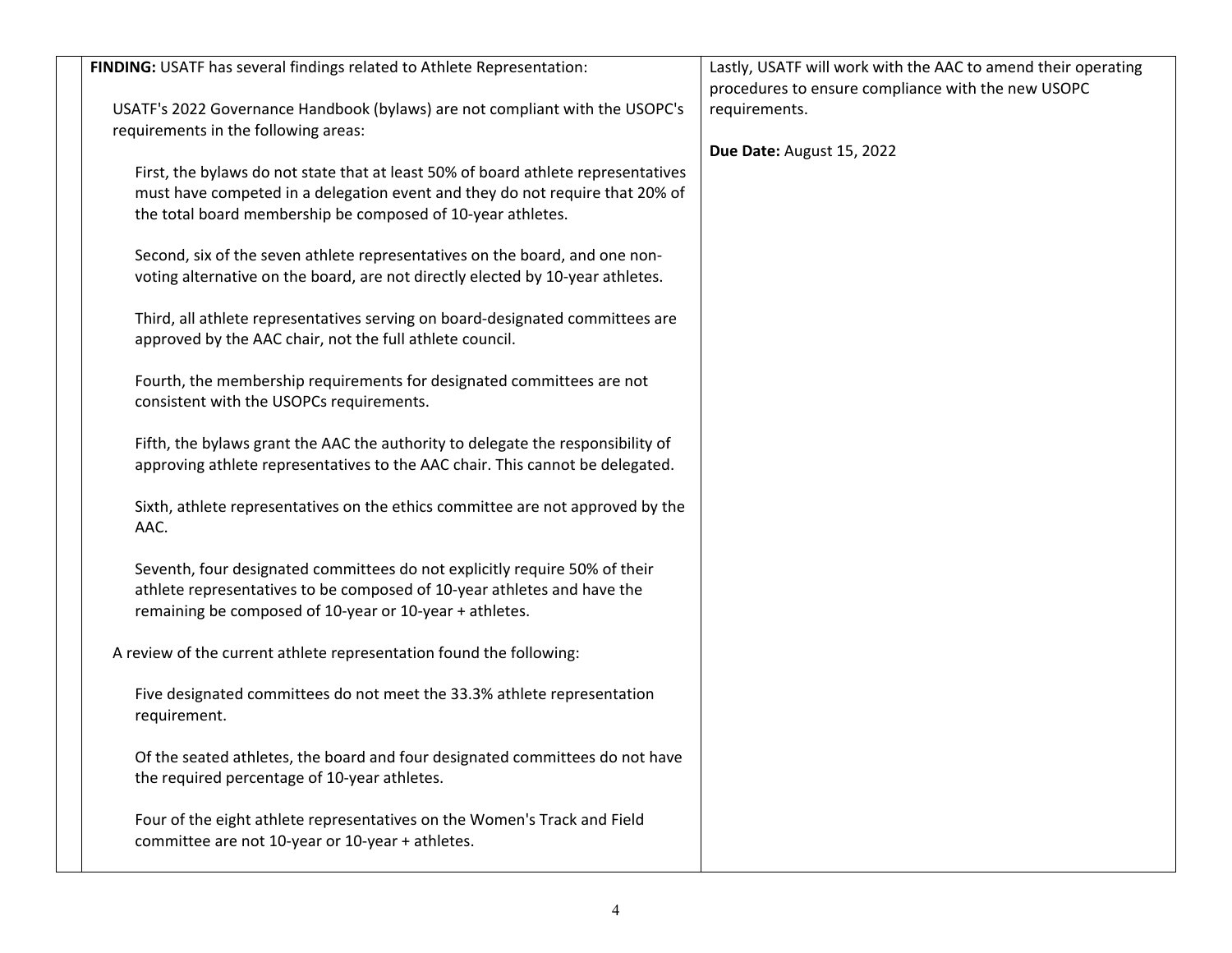| | | |
|---|---|---|
| | **FINDING:** USATF has several findings related to Athlete Representation:<br><br>USATF's 2022 Governance Handbook (bylaws) are not compliant with the USOPC's requirements in the following areas:<br><br>First, the bylaws do not state that at least 50% of board athlete representatives must have competed in a delegation event and they do not require that 20% of the total board membership be composed of 10-year athletes.<br><br>Second, six of the seven athlete representatives on the board, and one non-voting alternative on the board, are not directly elected by 10-year athletes.<br><br>Third, all athlete representatives serving on board-designated committees are approved by the AAC chair, not the full athlete council.<br><br>Fourth, the membership requirements for designated committees are not consistent with the USOPCs requirements.<br><br>Fifth, the bylaws grant the AAC the authority to delegate the responsibility of approving athlete representatives to the AAC chair. This cannot be delegated.<br><br>Sixth, athlete representatives on the ethics committee are not approved by the AAC.<br><br>Seventh, four designated committees do not explicitly require 50% of their athlete representatives to be composed of 10-year athletes and have the remaining be composed of 10-year or 10-year + athletes.<br><br>A review of the current athlete representation found the following:<br><br>Five designated committees do not meet the 33.3% athlete representation requirement.<br><br>Of the seated athletes, the board and four designated committees do not have the required percentage of 10-year athletes.<br><br>Four of the eight athlete representatives on the Women's Track and Field committee are not 10-year or 10-year + athletes. | Lastly, USATF will work with the AAC to amend their operating procedures to ensure compliance with the new USOPC requirements.<br><br>**Due Date:** August 15, 2022 |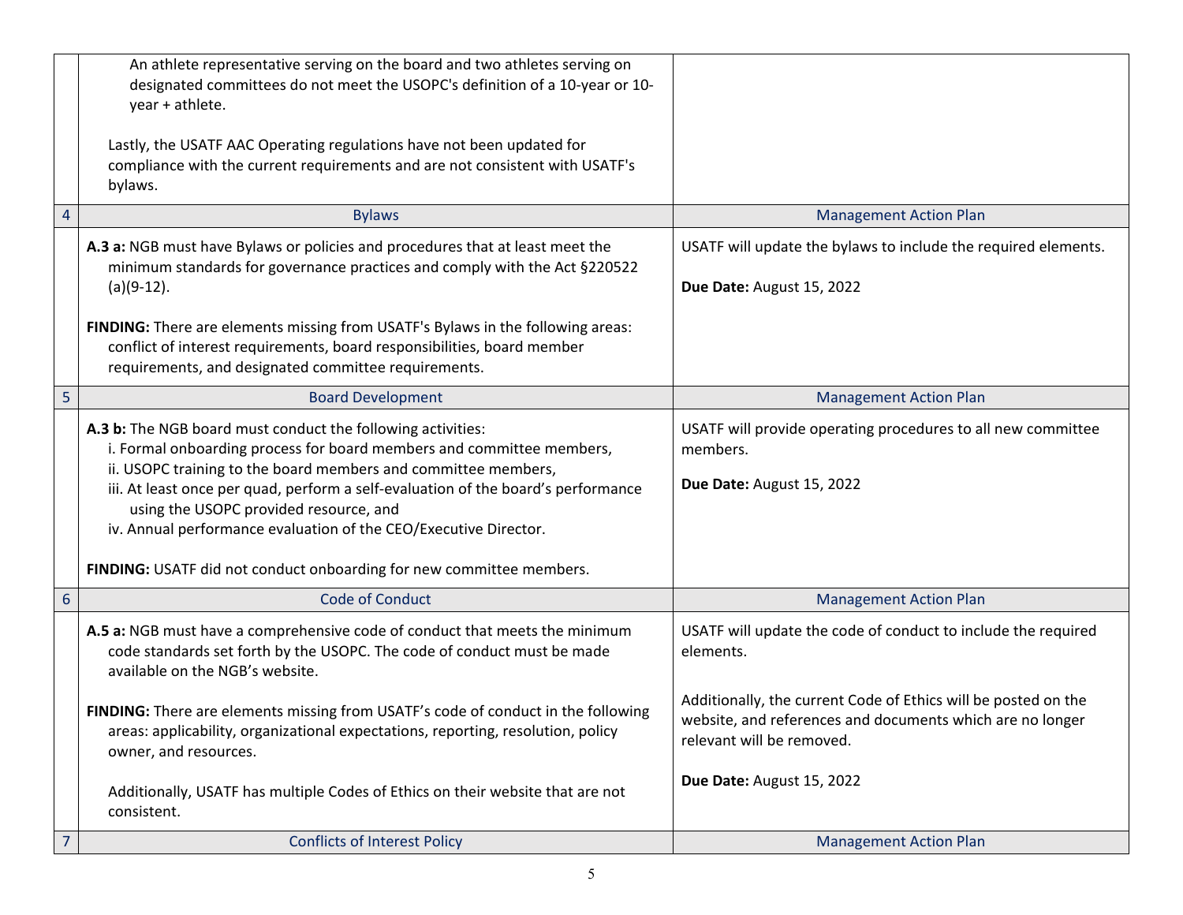| | | |
|---|---|---|
| | An athlete representative serving on the board and two athletes serving on designated committees do not meet the USOPC's definition of a 10-year or 10-year + athlete.<br><br>Lastly, the USATF AAC Operating regulations have not been updated for compliance with the current requirements and are not consistent with USATF's bylaws. | |
| 4 | Bylaws | Management Action Plan |
| | **A.3 a:** NGB must have Bylaws or policies and procedures that at least meet the minimum standards for governance practices and comply with the Act §220522 (a)(9-12).<br><br>**FINDING:** There are elements missing from USATF's Bylaws in the following areas: conflict of interest requirements, board responsibilities, board member requirements, and designated committee requirements. | USATF will update the bylaws to include the required elements.<br><br>**Due Date:** August 15, 2022 |
| 5 | Board Development | Management Action Plan |
| | **A.3 b:** The NGB board must conduct the following activities:<br>i. Formal onboarding process for board members and committee members,<br>ii. USOPC training to the board members and committee members,<br>iii. At least once per quad, perform a self-evaluation of the board's performance using the USOPC provided resource, and<br>iv. Annual performance evaluation of the CEO/Executive Director.<br><br>**FINDING:** USATF did not conduct onboarding for new committee members. | USATF will provide operating procedures to all new committee members.<br><br>**Due Date:** August 15, 2022 |
| 6 | Code of Conduct | Management Action Plan |
| | **A.5 a:** NGB must have a comprehensive code of conduct that meets the minimum code standards set forth by the USOPC. The code of conduct must be made available on the NGB's website.<br><br>**FINDING:** There are elements missing from USATF's code of conduct in the following areas: applicability, organizational expectations, reporting, resolution, policy owner, and resources.<br><br>Additionally, USATF has multiple Codes of Ethics on their website that are not consistent. | USATF will update the code of conduct to include the required elements.<br><br>Additionally, the current Code of Ethics will be posted on the website, and references and documents which are no longer relevant will be removed.<br><br>**Due Date:** August 15, 2022 |
| 7 | Conflicts of Interest Policy | Management Action Plan |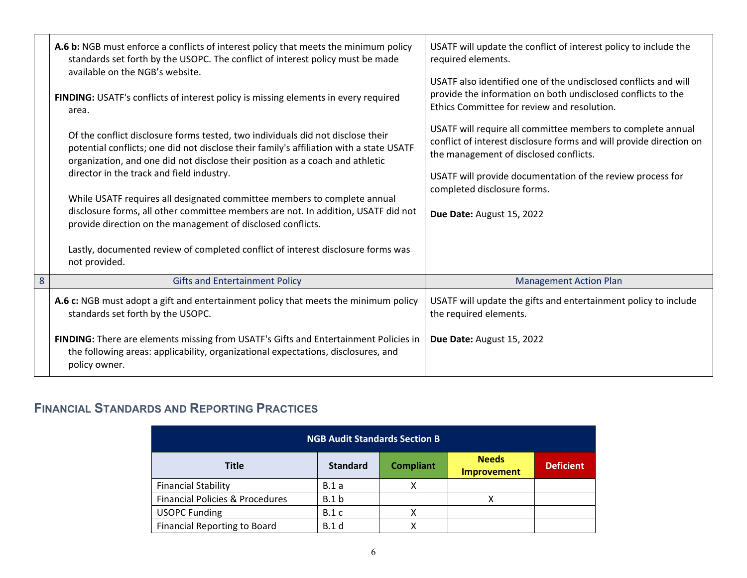| | | |
|---|---|---|
| | **A.6 b:** NGB must enforce a conflicts of interest policy that meets the minimum policy standards set forth by the USOPC. The conflict of interest policy must be made available on the NGB's website.<br><br>**FINDING:** USATF's conflicts of interest policy is missing elements in every required area.<br><br>Of the conflict disclosure forms tested, two individuals did not disclose their potential conflicts; one did not disclose their family's affiliation with a state USATF organization, and one did not disclose their position as a coach and athletic director in the track and field industry.<br><br>While USATF requires all designated committee members to complete annual disclosure forms, all other committee members are not. In addition, USATF did not provide direction on the management of disclosed conflicts.<br><br>Lastly, documented review of completed conflict of interest disclosure forms was not provided. | USATF will update the conflict of interest policy to include the required elements.<br><br>USATF also identified one of the undisclosed conflicts and will provide the information on both undisclosed conflicts to the Ethics Committee for review and resolution.<br><br>USATF will require all committee members to complete annual conflict of interest disclosure forms and will provide direction on the management of disclosed conflicts.<br><br>USATF will provide documentation of the review process for completed disclosure forms.<br><br>**Due Date:** August 15, 2022 |
| 8 | Gifts and Entertainment Policy | Management Action Plan |
| | **A.6 c:** NGB must adopt a gift and entertainment policy that meets the minimum policy standards set forth by the USOPC.<br><br>**FINDING:** There are elements missing from USATF's Gifts and Entertainment Policies in the following areas: applicability, organizational expectations, disclosures, and policy owner. | USATF will update the gifts and entertainment policy to include the required elements.<br><br>**Due Date:** August 15, 2022 |

## Financial Standards and Reporting Practices

| NGB Audit Standards Section B | | | | |
|---|---|---|---|---|
| **Title** | **Standard** | **Compliant** | **Needs Improvement** | **Deficient** |
| Financial Stability | B.1 a | X | | |
| Financial Policies & Procedures | B.1 b | | X | |
| USOPC Funding | B.1 c | X | | |
| Financial Reporting to Board | B.1 d | X | | |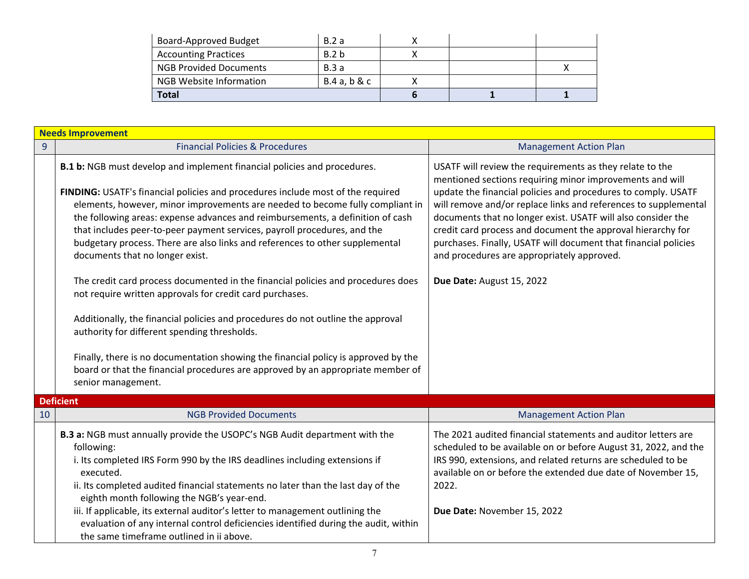| Board-Approved Budget | B.2 a | X | | |
|---|---|---|---|---|
| Accounting Practices | B.2 b | X | | |
| NGB Provided Documents | B.3 a | | | X |
| NGB Website Information | B.4 a, b & c | X | | |
| **Total** | | **6** | **1** | **1** |

| **Needs Improvement** | | |
|---|---|---|
| 9 | Financial Policies & Procedures | Management Action Plan |
| | **B.1 b:** NGB must develop and implement financial policies and procedures.<br><br>**FINDING:** USATF's financial policies and procedures include most of the required elements, however, minor improvements are needed to become fully compliant in the following areas: expense advances and reimbursements, a definition of cash that includes peer-to-peer payment services, payroll procedures, and the budgetary process. There are also links and references to other supplemental documents that no longer exist.<br><br>The credit card process documented in the financial policies and procedures does not require written approvals for credit card purchases.<br><br>Additionally, the financial policies and procedures do not outline the approval authority for different spending thresholds.<br><br>Finally, there is no documentation showing the financial policy is approved by the board or that the financial procedures are approved by an appropriate member of senior management. | USATF will review the requirements as they relate to the mentioned sections requiring minor improvements and will update the financial policies and procedures to comply. USATF will remove and/or replace links and references to supplemental documents that no longer exist. USATF will also consider the credit card process and document the approval hierarchy for purchases. Finally, USATF will document that financial policies and procedures are appropriately approved.<br><br>**Due Date:** August 15, 2022 |
| **Deficient** | | |
| 10 | NGB Provided Documents | Management Action Plan |
| | **B.3 a:** NGB must annually provide the USOPC's NGB Audit department with the following:<br>i. Its completed IRS Form 990 by the IRS deadlines including extensions if executed.<br>ii. Its completed audited financial statements no later than the last day of the eighth month following the NGB's year-end.<br>iii. If applicable, its external auditor's letter to management outlining the evaluation of any internal control deficiencies identified during the audit, within the same timeframe outlined in ii above. | The 2021 audited financial statements and auditor letters are scheduled to be available on or before August 31, 2022, and the IRS 990, extensions, and related returns are scheduled to be available on or before the extended due date of November 15, 2022.<br><br>**Due Date:** November 15, 2022 |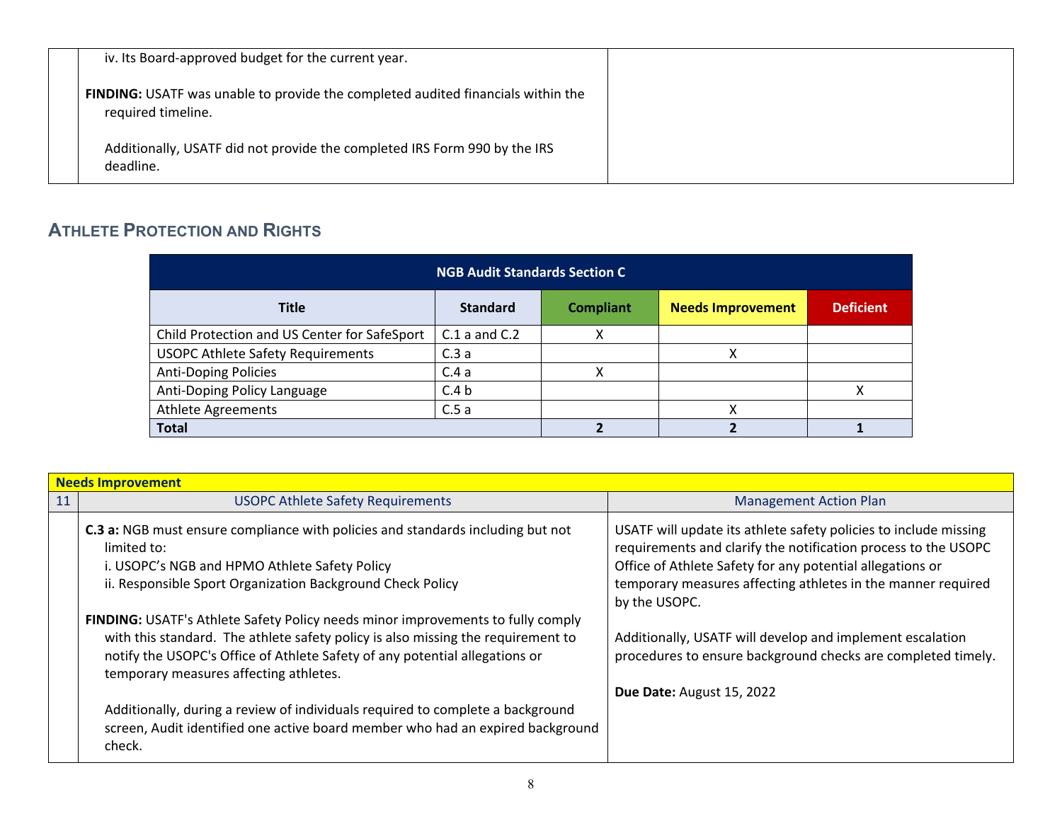| | | |
|---|---|---|
| | iv. Its Board-approved budget for the current year.<br><br>**FINDING:** USATF was unable to provide the completed audited financials within the required timeline.<br><br>Additionally, USATF did not provide the completed IRS Form 990 by the IRS deadline. | |

## Athlete Protection and Rights

| NGB Audit Standards Section C | | | | |
|---|---|---|---|---|
| **Title** | **Standard** | **Compliant** | **Needs Improvement** | **Deficient** |
| Child Protection and US Center for SafeSport | C.1 a and C.2 | X | | |
| USOPC Athlete Safety Requirements | C.3 a | | X | |
| Anti-Doping Policies | C.4 a | X | | |
| Anti-Doping Policy Language | C.4 b | | | X |
| Athlete Agreements | C.5 a | | X | |
| **Total** | | **2** | **2** | **1** |

| **Needs Improvement** | | |
|---|---|---|
| 11 | USOPC Athlete Safety Requirements | Management Action Plan |
| | **C.3 a:** NGB must ensure compliance with policies and standards including but not limited to:<br>i. USOPC's NGB and HPMO Athlete Safety Policy<br>ii. Responsible Sport Organization Background Check Policy<br><br>**FINDING:** USATF's Athlete Safety Policy needs minor improvements to fully comply with this standard. The athlete safety policy is also missing the requirement to notify the USOPC's Office of Athlete Safety of any potential allegations or temporary measures affecting athletes.<br><br>Additionally, during a review of individuals required to complete a background screen, Audit identified one active board member who had an expired background check. | USATF will update its athlete safety policies to include missing requirements and clarify the notification process to the USOPC Office of Athlete Safety for any potential allegations or temporary measures affecting athletes in the manner required by the USOPC.<br><br>Additionally, USATF will develop and implement escalation procedures to ensure background checks are completed timely.<br><br>**Due Date:** August 15, 2022 |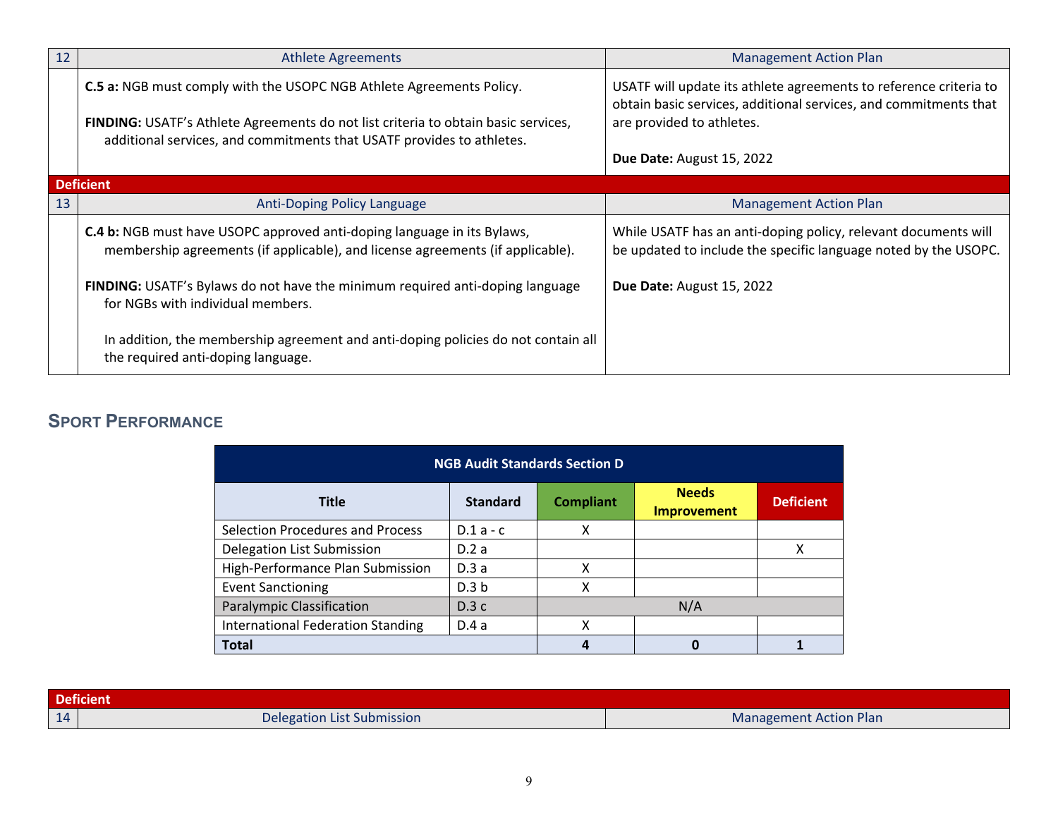| 12 | Athlete Agreements | Management Action Plan |
|---|---|---|
| | **C.5 a:** NGB must comply with the USOPC NGB Athlete Agreements Policy.<br><br>**FINDING:** USATF's Athlete Agreements do not list criteria to obtain basic services, additional services, and commitments that USATF provides to athletes. | USATF will update its athlete agreements to reference criteria to obtain basic services, additional services, and commitments that are provided to athletes.<br><br>**Due Date:** August 15, 2022 |

**Deficient**

| 13 | Anti-Doping Policy Language | Management Action Plan |
|---|---|---|
| | **C.4 b:** NGB must have USOPC approved anti-doping language in its Bylaws, membership agreements (if applicable), and license agreements (if applicable).<br><br>**FINDING:** USATF's Bylaws do not have the minimum required anti-doping language for NGBs with individual members.<br><br>In addition, the membership agreement and anti-doping policies do not contain all the required anti-doping language. | While USATF has an anti-doping policy, relevant documents will be updated to include the specific language noted by the USOPC.<br><br>**Due Date:** August 15, 2022 |

## Sport Performance

| NGB Audit Standards Section D | | | | |
|---|---|---|---|---|
| **Title** | **Standard** | **Compliant** | **Needs Improvement** | **Deficient** |
| Selection Procedures and Process | D.1 a - c | X | | |
| Delegation List Submission | D.2 a | | | X |
| High-Performance Plan Submission | D.3 a | X | | |
| Event Sanctioning | D.3 b | X | | |
| Paralympic Classification | D.3 c | N/A | | |
| International Federation Standing | D.4 a | X | | |
| **Total** | | **4** | **0** | **1** |

**Deficient**

| 14 | Delegation List Submission | Management Action Plan |
|---|---|---|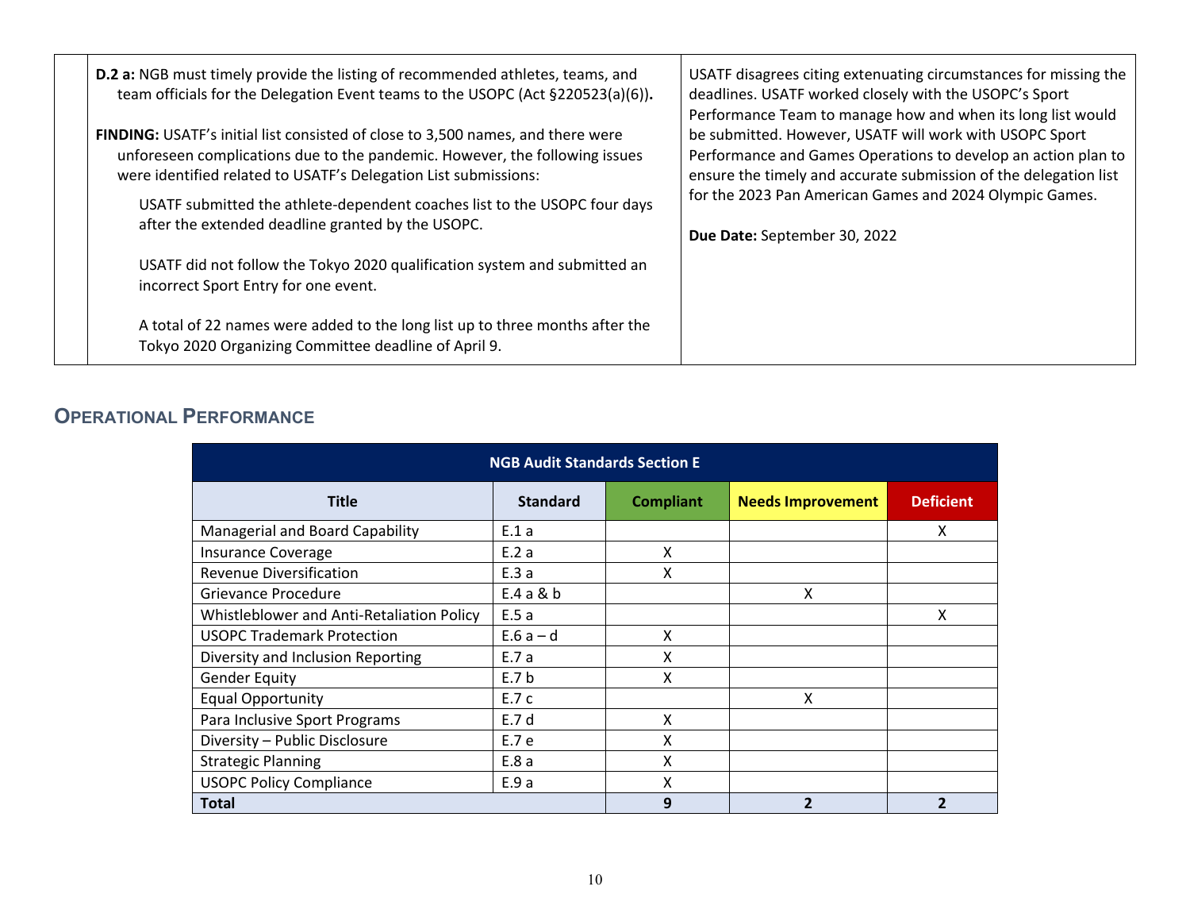| | | |
|---|---|---|
| | **D.2 a:** NGB must timely provide the listing of recommended athletes, teams, and team officials for the Delegation Event teams to the USOPC (Act §220523(a)(6)).<br><br>**FINDING:** USATF's initial list consisted of close to 3,500 names, and there were unforeseen complications due to the pandemic. However, the following issues were identified related to USATF's Delegation List submissions:<br><br>USATF submitted the athlete-dependent coaches list to the USOPC four days after the extended deadline granted by the USOPC.<br><br>USATF did not follow the Tokyo 2020 qualification system and submitted an incorrect Sport Entry for one event.<br><br>A total of 22 names were added to the long list up to three months after the Tokyo 2020 Organizing Committee deadline of April 9. | USATF disagrees citing extenuating circumstances for missing the deadlines. USATF worked closely with the USOPC's Sport Performance Team to manage how and when its long list would be submitted. However, USATF will work with USOPC Sport Performance and Games Operations to develop an action plan to ensure the timely and accurate submission of the delegation list for the 2023 Pan American Games and 2024 Olympic Games.<br><br>**Due Date:** September 30, 2022 |

## Operational Performance

| NGB Audit Standards Section E | | | | |
|---|---|---|---|---|
| **Title** | **Standard** | **Compliant** | **Needs Improvement** | **Deficient** |
| Managerial and Board Capability | E.1 a | | | X |
| Insurance Coverage | E.2 a | X | | |
| Revenue Diversification | E.3 a | X | | |
| Grievance Procedure | E.4 a & b | | X | |
| Whistleblower and Anti-Retaliation Policy | E.5 a | | | X |
| USOPC Trademark Protection | E.6 a – d | X | | |
| Diversity and Inclusion Reporting | E.7 a | X | | |
| Gender Equity | E.7 b | X | | |
| Equal Opportunity | E.7 c | | X | |
| Para Inclusive Sport Programs | E.7 d | X | | |
| Diversity – Public Disclosure | E.7 e | X | | |
| Strategic Planning | E.8 a | X | | |
| USOPC Policy Compliance | E.9 a | X | | |
| **Total** | | **9** | **2** | **2** |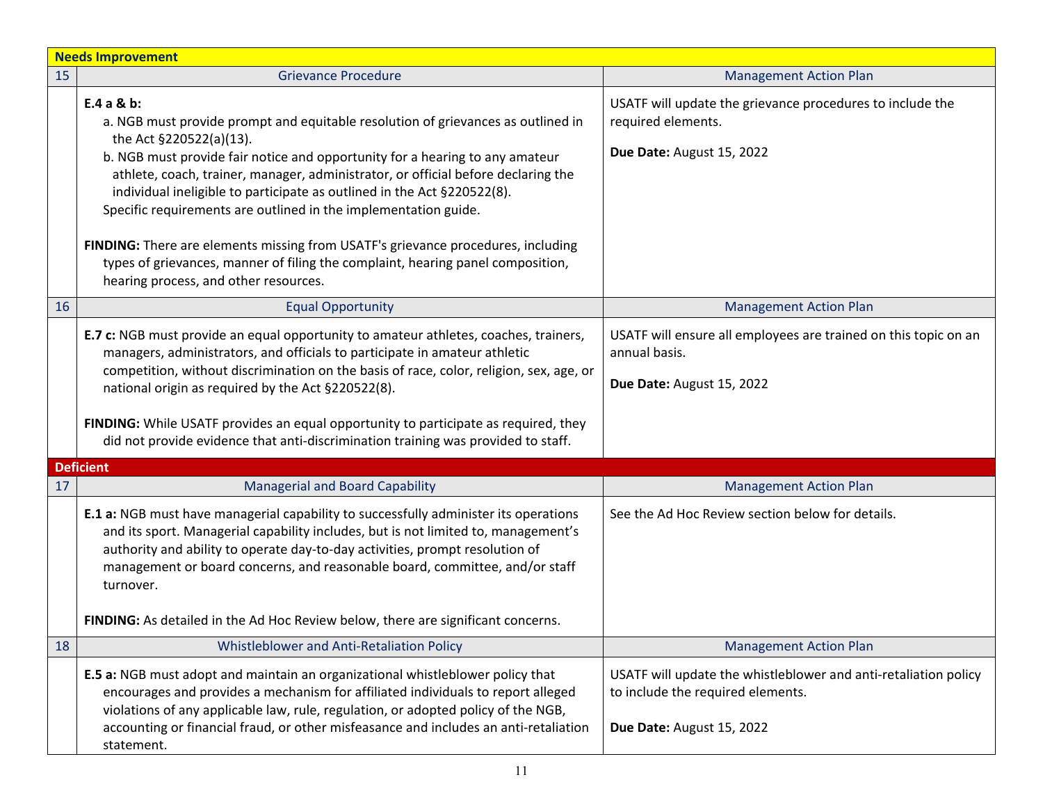| | | |
|---|---|---|
| **Needs Improvement** | | |
| 15 | Grievance Procedure | Management Action Plan |
| | **E.4 a & b:**<br>a. NGB must provide prompt and equitable resolution of grievances as outlined in the Act §220522(a)(13).<br>b. NGB must provide fair notice and opportunity for a hearing to any amateur athlete, coach, trainer, manager, administrator, or official before declaring the individual ineligible to participate as outlined in the Act §220522(8).<br>Specific requirements are outlined in the implementation guide.<br><br>**FINDING:** There are elements missing from USATF's grievance procedures, including types of grievances, manner of filing the complaint, hearing panel composition, hearing process, and other resources. | USATF will update the grievance procedures to include the required elements.<br><br>**Due Date:** August 15, 2022 |
| 16 | Equal Opportunity | Management Action Plan |
| | **E.7 c:** NGB must provide an equal opportunity to amateur athletes, coaches, trainers, managers, administrators, and officials to participate in amateur athletic competition, without discrimination on the basis of race, color, religion, sex, age, or national origin as required by the Act §220522(8).<br><br>**FINDING:** While USATF provides an equal opportunity to participate as required, they did not provide evidence that anti-discrimination training was provided to staff. | USATF will ensure all employees are trained on this topic on an annual basis.<br><br>**Due Date:** August 15, 2022 |
| **Deficient** | | |
| 17 | Managerial and Board Capability | Management Action Plan |
| | **E.1 a:** NGB must have managerial capability to successfully administer its operations and its sport. Managerial capability includes, but is not limited to, management's authority and ability to operate day-to-day activities, prompt resolution of management or board concerns, and reasonable board, committee, and/or staff turnover.<br><br>**FINDING:** As detailed in the Ad Hoc Review below, there are significant concerns. | See the Ad Hoc Review section below for details. |
| 18 | Whistleblower and Anti-Retaliation Policy | Management Action Plan |
| | **E.5 a:** NGB must adopt and maintain an organizational whistleblower policy that encourages and provides a mechanism for affiliated individuals to report alleged violations of any applicable law, rule, regulation, or adopted policy of the NGB, accounting or financial fraud, or other misfeasance and includes an anti-retaliation statement. | USATF will update the whistleblower and anti-retaliation policy to include the required elements.<br><br>**Due Date:** August 15, 2022 |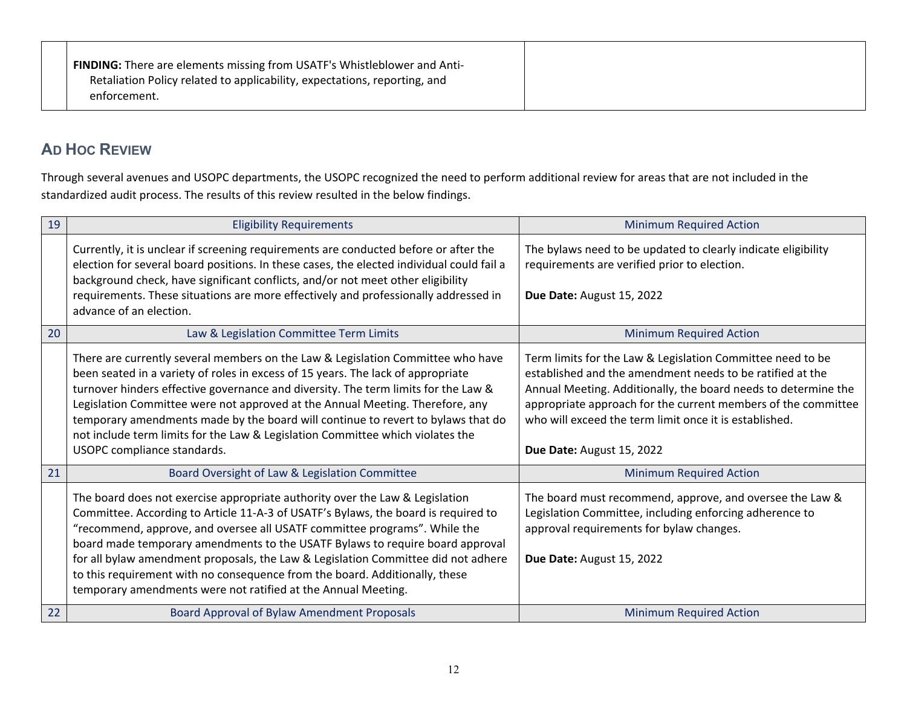| | | |
|---|---|---|
| | **FINDING:** There are elements missing from USATF's Whistleblower and Anti-Retaliation Policy related to applicability, expectations, reporting, and enforcement. | |

## Ad Hoc Review

Through several avenues and USOPC departments, the USOPC recognized the need to perform additional review for areas that are not included in the standardized audit process. The results of this review resulted in the below findings.

| | | |
|---|---|---|
| 19 | Eligibility Requirements | Minimum Required Action |
| | Currently, it is unclear if screening requirements are conducted before or after the election for several board positions. In these cases, the elected individual could fail a background check, have significant conflicts, and/or not meet other eligibility requirements. These situations are more effectively and professionally addressed in advance of an election. | The bylaws need to be updated to clearly indicate eligibility requirements are verified prior to election.<br><br>**Due Date:** August 15, 2022 |
| 20 | Law & Legislation Committee Term Limits | Minimum Required Action |
| | There are currently several members on the Law & Legislation Committee who have been seated in a variety of roles in excess of 15 years. The lack of appropriate turnover hinders effective governance and diversity. The term limits for the Law & Legislation Committee were not approved at the Annual Meeting. Therefore, any temporary amendments made by the board will continue to revert to bylaws that do not include term limits for the Law & Legislation Committee which violates the USOPC compliance standards. | Term limits for the Law & Legislation Committee need to be established and the amendment needs to be ratified at the Annual Meeting. Additionally, the board needs to determine the appropriate approach for the current members of the committee who will exceed the term limit once it is established.<br><br>**Due Date:** August 15, 2022 |
| 21 | Board Oversight of Law & Legislation Committee | Minimum Required Action |
| | The board does not exercise appropriate authority over the Law & Legislation Committee. According to Article 11-A-3 of USATF's Bylaws, the board is required to "recommend, approve, and oversee all USATF committee programs". While the board made temporary amendments to the USATF Bylaws to require board approval for all bylaw amendment proposals, the Law & Legislation Committee did not adhere to this requirement with no consequence from the board. Additionally, these temporary amendments were not ratified at the Annual Meeting. | The board must recommend, approve, and oversee the Law & Legislation Committee, including enforcing adherence to approval requirements for bylaw changes.<br><br>**Due Date:** August 15, 2022 |
| 22 | Board Approval of Bylaw Amendment Proposals | Minimum Required Action |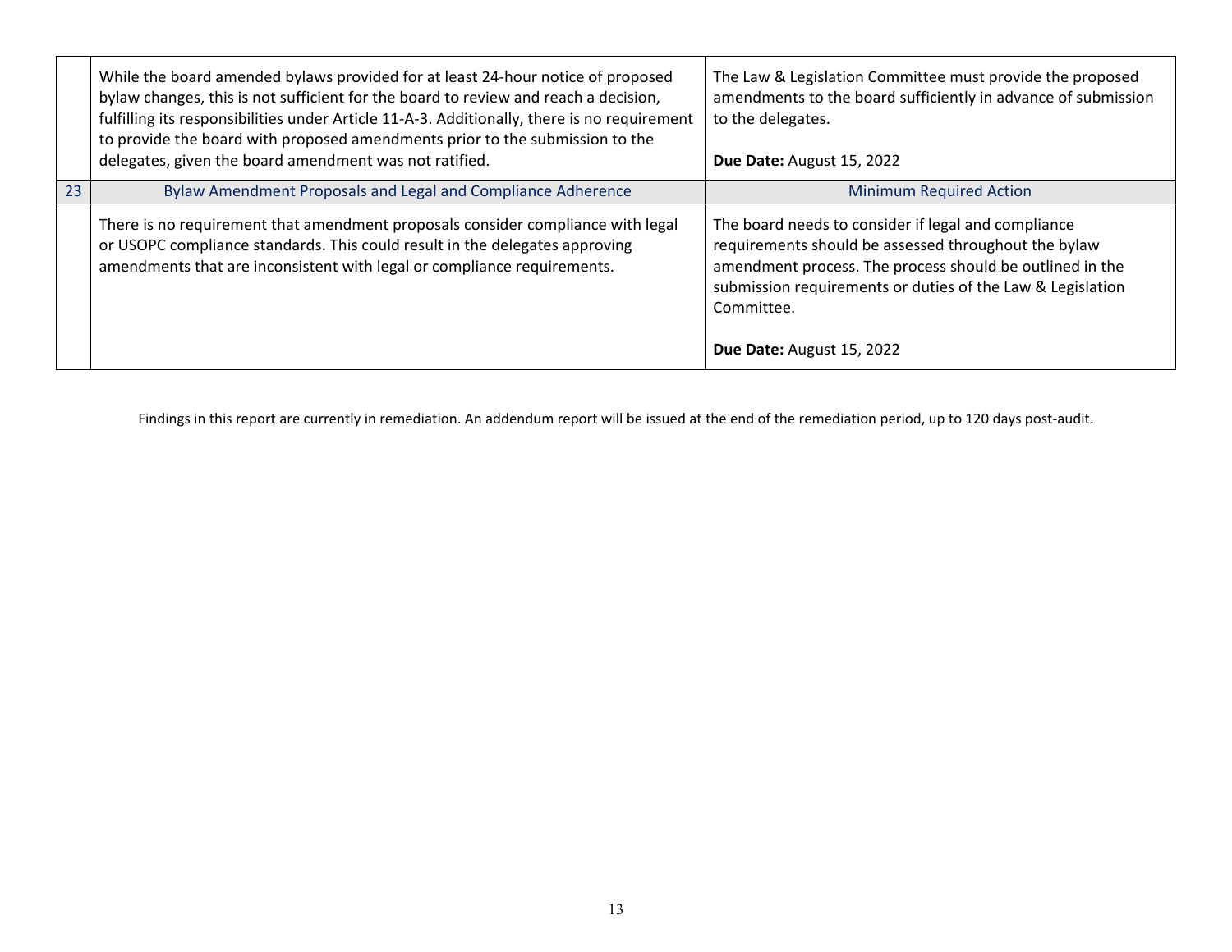| | | |
|---|---|---|
| | While the board amended bylaws provided for at least 24-hour notice of proposed bylaw changes, this is not sufficient for the board to review and reach a decision, fulfilling its responsibilities under Article 11-A-3. Additionally, there is no requirement to provide the board with proposed amendments prior to the submission to the delegates, given the board amendment was not ratified. | The Law & Legislation Committee must provide the proposed amendments to the board sufficiently in advance of submission to the delegates.<br><br>**Due Date:** August 15, 2022 |
| 23 | Bylaw Amendment Proposals and Legal and Compliance Adherence | Minimum Required Action |
| | There is no requirement that amendment proposals consider compliance with legal or USOPC compliance standards. This could result in the delegates approving amendments that are inconsistent with legal or compliance requirements. | The board needs to consider if legal and compliance requirements should be assessed throughout the bylaw amendment process. The process should be outlined in the submission requirements or duties of the Law & Legislation Committee.<br><br>**Due Date:** August 15, 2022 |

Findings in this report are currently in remediation. An addendum report will be issued at the end of the remediation period, up to 120 days post-audit.